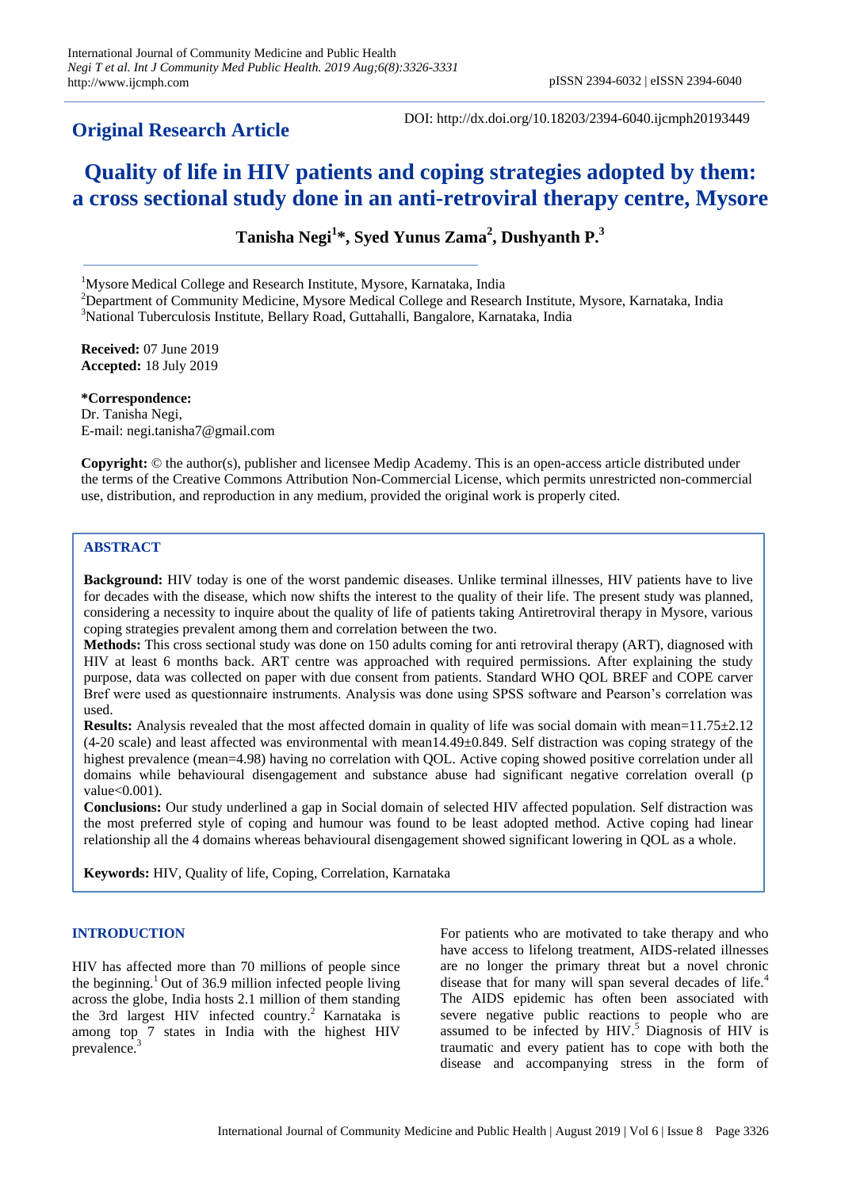**Original Research Article**

DOI: http://dx.doi.org/10.18203/2394-6040.ijcmph20193449

# Quality of life in HIV patients and coping strategies adopted by them: a cross sectional study done in an anti-retroviral therapy centre, Mysore

**Tanisha Negi[1]\*, Syed Yunus Zama[2], Dushyanth P.[3]**

[1]Mysore Medical College and Research Institute, Mysore, Karnataka, India
[2]Department of Community Medicine, Mysore Medical College and Research Institute, Mysore, Karnataka, India
[3]National Tuberculosis Institute, Bellary Road, Guttahalli, Bangalore, Karnataka, India

**Received:** 07 June 2019
**Accepted:** 18 July 2019

**\*Correspondence:**
Dr. Tanisha Negi,
E-mail: negi.tanisha7@gmail.com

**Copyright:** © the author(s), publisher and licensee Medip Academy. This is an open-access article distributed under the terms of the Creative Commons Attribution Non-Commercial License, which permits unrestricted non-commercial use, distribution, and reproduction in any medium, provided the original work is properly cited.

## ABSTRACT

**Background:** HIV today is one of the worst pandemic diseases. Unlike terminal illnesses, HIV patients have to live for decades with the disease, which now shifts the interest to the quality of their life. The present study was planned, considering a necessity to inquire about the quality of life of patients taking Antiretroviral therapy in Mysore, various coping strategies prevalent among them and correlation between the two.

**Methods:** This cross sectional study was done on 150 adults coming for anti retroviral therapy (ART), diagnosed with HIV at least 6 months back. ART centre was approached with required permissions. After explaining the study purpose, data was collected on paper with due consent from patients. Standard WHO QOL BREF and COPE carver Bref were used as questionnaire instruments. Analysis was done using SPSS software and Pearson's correlation was used.

**Results:** Analysis revealed that the most affected domain in quality of life was social domain with mean=11.75±2.12 (4-20 scale) and least affected was environmental with mean14.49±0.849. Self distraction was coping strategy of the highest prevalence (mean=4.98) having no correlation with QOL. Active coping showed positive correlation under all domains while behavioural disengagement and substance abuse had significant negative correlation overall (p value<0.001).

**Conclusions:** Our study underlined a gap in Social domain of selected HIV affected population. Self distraction was the most preferred style of coping and humour was found to be least adopted method. Active coping had linear relationship all the 4 domains whereas behavioural disengagement showed significant lowering in QOL as a whole.

**Keywords:** HIV, Quality of life, Coping, Correlation, Karnataka

## INTRODUCTION

HIV has affected more than 70 millions of people since the beginning.[1] Out of 36.9 million infected people living across the globe, India hosts 2.1 million of them standing the 3rd largest HIV infected country.[2] Karnataka is among top 7 states in India with the highest HIV prevalence.[3]

For patients who are motivated to take therapy and who have access to lifelong treatment, AIDS-related illnesses are no longer the primary threat but a novel chronic disease that for many will span several decades of life.[4] The AIDS epidemic has often been associated with severe negative public reactions to people who are assumed to be infected by HIV.[5] Diagnosis of HIV is traumatic and every patient has to cope with both the disease and accompanying stress in the form of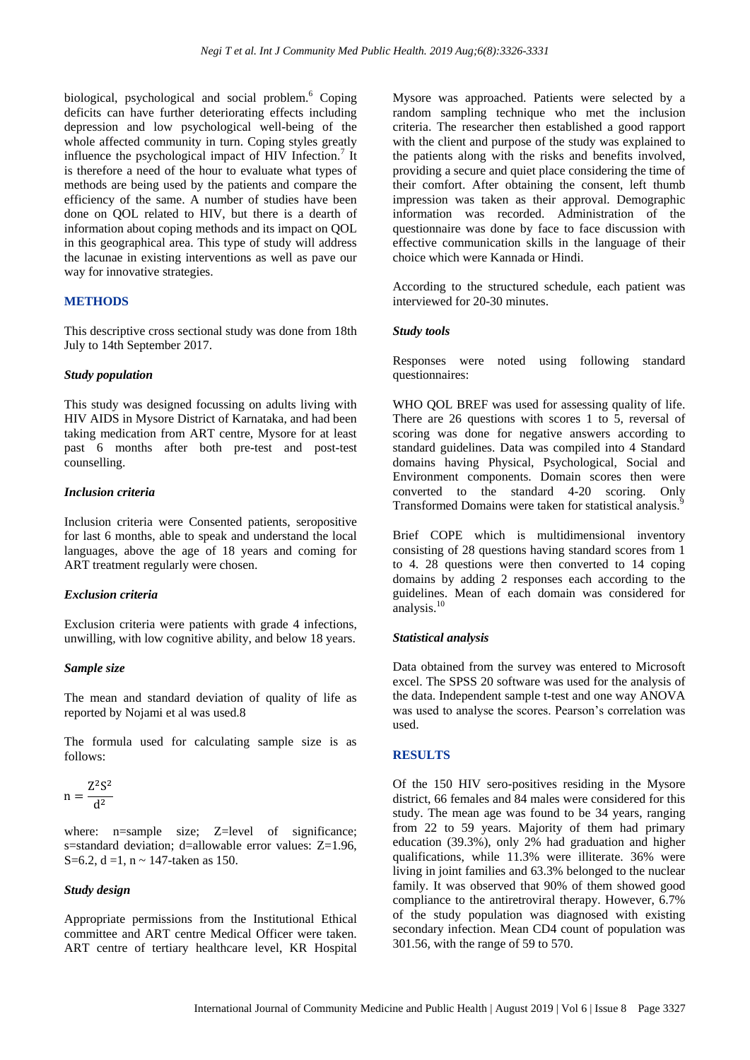biological, psychological and social problem.[6] Coping deficits can have further deteriorating effects including depression and low psychological well-being of the whole affected community in turn. Coping styles greatly influence the psychological impact of HIV Infection.[7] It is therefore a need of the hour to evaluate what types of methods are being used by the patients and compare the efficiency of the same. A number of studies have been done on QOL related to HIV, but there is a dearth of information about coping methods and its impact on QOL in this geographical area. This type of study will address the lacunae in existing interventions as well as pave our way for innovative strategies.

## METHODS

This descriptive cross sectional study was done from 18th July to 14th September 2017.

### *Study population*

This study was designed focussing on adults living with HIV AIDS in Mysore District of Karnataka, and had been taking medication from ART centre, Mysore for at least past 6 months after both pre-test and post-test counselling.

### *Inclusion criteria*

Inclusion criteria were Consented patients, seropositive for last 6 months, able to speak and understand the local languages, above the age of 18 years and coming for ART treatment regularly were chosen.

### *Exclusion criteria*

Exclusion criteria were patients with grade 4 infections, unwilling, with low cognitive ability, and below 18 years.

### *Sample size*

The mean and standard deviation of quality of life as reported by Nojami et al was used.8

The formula used for calculating sample size is as follows:

$$n = \frac{Z^2 S^2}{d^2}$$

where: n=sample size; Z=level of significance; s=standard deviation; d=allowable error values: Z=1.96, S=6.2, d =1, n ~ 147-taken as 150.

### *Study design*

Appropriate permissions from the Institutional Ethical committee and ART centre Medical Officer were taken. ART centre of tertiary healthcare level, KR Hospital Mysore was approached. Patients were selected by a random sampling technique who met the inclusion criteria. The researcher then established a good rapport with the client and purpose of the study was explained to the patients along with the risks and benefits involved, providing a secure and quiet place considering the time of their comfort. After obtaining the consent, left thumb impression was taken as their approval. Demographic information was recorded. Administration of the questionnaire was done by face to face discussion with effective communication skills in the language of their choice which were Kannada or Hindi.

According to the structured schedule, each patient was interviewed for 20-30 minutes.

### *Study tools*

Responses were noted using following standard questionnaires:

WHO QOL BREF was used for assessing quality of life. There are 26 questions with scores 1 to 5, reversal of scoring was done for negative answers according to standard guidelines. Data was compiled into 4 Standard domains having Physical, Psychological, Social and Environment components. Domain scores then were converted to the standard 4-20 scoring. Only Transformed Domains were taken for statistical analysis.[9]

Brief COPE which is multidimensional inventory consisting of 28 questions having standard scores from 1 to 4. 28 questions were then converted to 14 coping domains by adding 2 responses each according to the guidelines. Mean of each domain was considered for analysis.[10]

### *Statistical analysis*

Data obtained from the survey was entered to Microsoft excel. The SPSS 20 software was used for the analysis of the data. Independent sample t-test and one way ANOVA was used to analyse the scores. Pearson's correlation was used.

## RESULTS

Of the 150 HIV sero-positives residing in the Mysore district, 66 females and 84 males were considered for this study. The mean age was found to be 34 years, ranging from 22 to 59 years. Majority of them had primary education (39.3%), only 2% had graduation and higher qualifications, while 11.3% were illiterate. 36% were living in joint families and 63.3% belonged to the nuclear family. It was observed that 90% of them showed good compliance to the antiretroviral therapy. However, 6.7% of the study population was diagnosed with existing secondary infection. Mean CD4 count of population was 301.56, with the range of 59 to 570.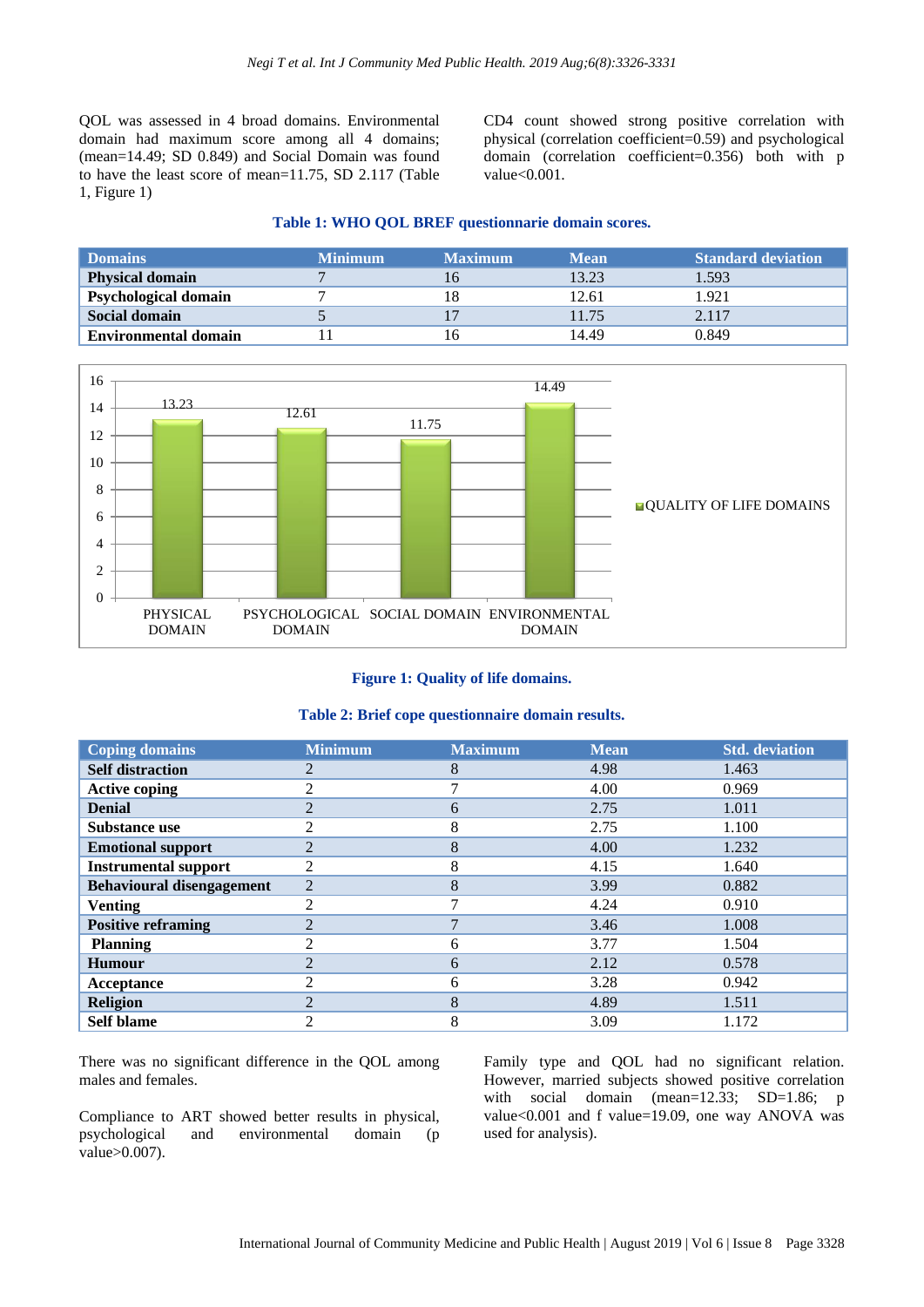QOL was assessed in 4 broad domains. Environmental domain had maximum score among all 4 domains; (mean=14.49; SD 0.849) and Social Domain was found to have the least score of mean=11.75, SD 2.117 (Table 1, Figure 1)

CD4 count showed strong positive correlation with physical (correlation coefficient=0.59) and psychological domain (correlation coefficient=0.356) both with p value<0.001.

**Table 1: WHO QOL BREF questionnarie domain scores.**

| Domains | Minimum | Maximum | Mean | Standard deviation |
|---|---|---|---|---|
| **Physical domain** | 7 | 16 | 13.23 | 1.593 |
| **Psychological domain** | 7 | 18 | 12.61 | 1.921 |
| **Social domain** | 5 | 17 | 11.75 | 2.117 |
| **Environmental domain** | 11 | 16 | 14.49 | 0.849 |

| Domain | QUALITY OF LIFE DOMAINS |
|---|---|
| PHYSICAL DOMAIN | 13.23 |
| PSYCHOLOGICAL DOMAIN | 12.61 |
| SOCIAL DOMAIN | 11.75 |
| ENVIRONMENTAL DOMAIN | 14.49 |

**Figure 1: Quality of life domains.**

**Table 2: Brief cope questionnaire domain results.**

| Coping domains | Minimum | Maximum | Mean | Std. deviation |
|---|---|---|---|---|
| **Self distraction** | 2 | 8 | 4.98 | 1.463 |
| **Active coping** | 2 | 7 | 4.00 | 0.969 |
| **Denial** | 2 | 6 | 2.75 | 1.011 |
| **Substance use** | 2 | 8 | 2.75 | 1.100 |
| **Emotional support** | 2 | 8 | 4.00 | 1.232 |
| **Instrumental support** | 2 | 8 | 4.15 | 1.640 |
| **Behavioural disengagement** | 2 | 8 | 3.99 | 0.882 |
| **Venting** | 2 | 7 | 4.24 | 0.910 |
| **Positive reframing** | 2 | 7 | 3.46 | 1.008 |
| **Planning** | 2 | 6 | 3.77 | 1.504 |
| **Humour** | 2 | 6 | 2.12 | 0.578 |
| **Acceptance** | 2 | 6 | 3.28 | 0.942 |
| **Religion** | 2 | 8 | 4.89 | 1.511 |
| **Self blame** | 2 | 8 | 3.09 | 1.172 |

There was no significant difference in the QOL among males and females.

Compliance to ART showed better results in physical, psychological and environmental domain (p value>0.007).

Family type and QOL had no significant relation. However, married subjects showed positive correlation with social domain (mean=12.33; SD=1.86; p value<0.001 and f value=19.09, one way ANOVA was used for analysis).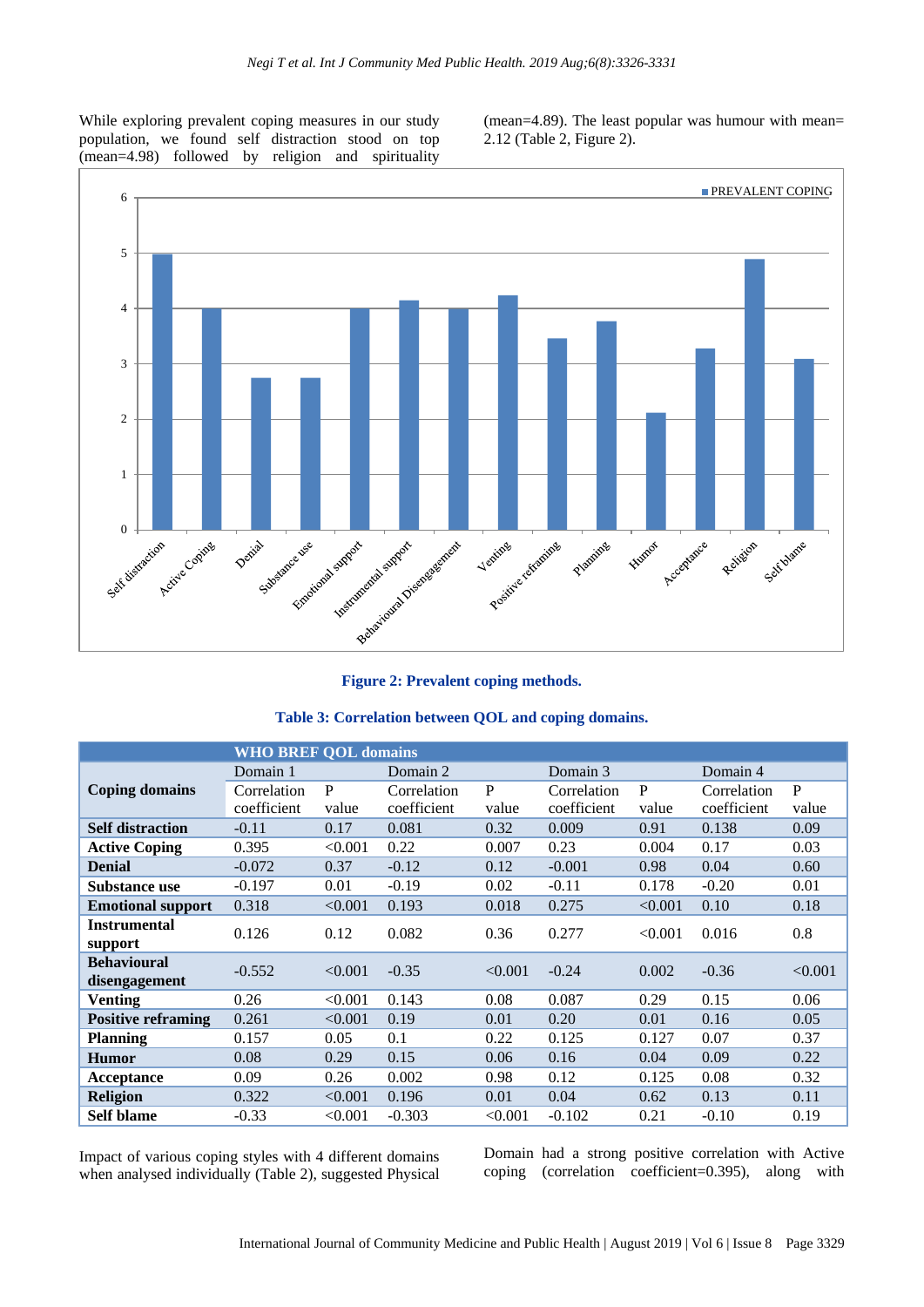While exploring prevalent coping measures in our study population, we found self distraction stood on top (mean=4.98) followed by religion and spirituality (mean=4.89). The least popular was humour with mean= 2.12 (Table 2, Figure 2).

**Figure 2: Prevalent coping methods.**

**Table 3: Correlation between QOL and coping domains.**

| Coping domains | WHO BREF QOL domains | | | | | | | |
|---|---|---|---|---|---|---|---|---|
| | Domain 1 | | Domain 2 | | Domain 3 | | Domain 4 | |
| | Correlation coefficient | P value | Correlation coefficient | P value | Correlation coefficient | P value | Correlation coefficient | P value |
| **Self distraction** | -0.11 | 0.17 | 0.081 | 0.32 | 0.009 | 0.91 | 0.138 | 0.09 |
| **Active Coping** | 0.395 | <0.001 | 0.22 | 0.007 | 0.23 | 0.004 | 0.17 | 0.03 |
| **Denial** | -0.072 | 0.37 | -0.12 | 0.12 | -0.001 | 0.98 | 0.04 | 0.60 |
| **Substance use** | -0.197 | 0.01 | -0.19 | 0.02 | -0.11 | 0.178 | -0.20 | 0.01 |
| **Emotional support** | 0.318 | <0.001 | 0.193 | 0.018 | 0.275 | <0.001 | 0.10 | 0.18 |
| **Instrumental support** | 0.126 | 0.12 | 0.082 | 0.36 | 0.277 | <0.001 | 0.016 | 0.8 |
| **Behavioural disengagement** | -0.552 | <0.001 | -0.35 | <0.001 | -0.24 | 0.002 | -0.36 | <0.001 |
| **Venting** | 0.26 | <0.001 | 0.143 | 0.08 | 0.087 | 0.29 | 0.15 | 0.06 |
| **Positive reframing** | 0.261 | <0.001 | 0.19 | 0.01 | 0.20 | 0.01 | 0.16 | 0.05 |
| **Planning** | 0.157 | 0.05 | 0.1 | 0.22 | 0.125 | 0.127 | 0.07 | 0.37 |
| **Humor** | 0.08 | 0.29 | 0.15 | 0.06 | 0.16 | 0.04 | 0.09 | 0.22 |
| **Acceptance** | 0.09 | 0.26 | 0.002 | 0.98 | 0.12 | 0.125 | 0.08 | 0.32 |
| **Religion** | 0.322 | <0.001 | 0.196 | 0.01 | 0.04 | 0.62 | 0.13 | 0.11 |
| **Self blame** | -0.33 | <0.001 | -0.303 | <0.001 | -0.102 | 0.21 | -0.10 | 0.19 |

Impact of various coping styles with 4 different domains when analysed individually (Table 2), suggested Physical Domain had a strong positive correlation with Active coping (correlation coefficient=0.395), along with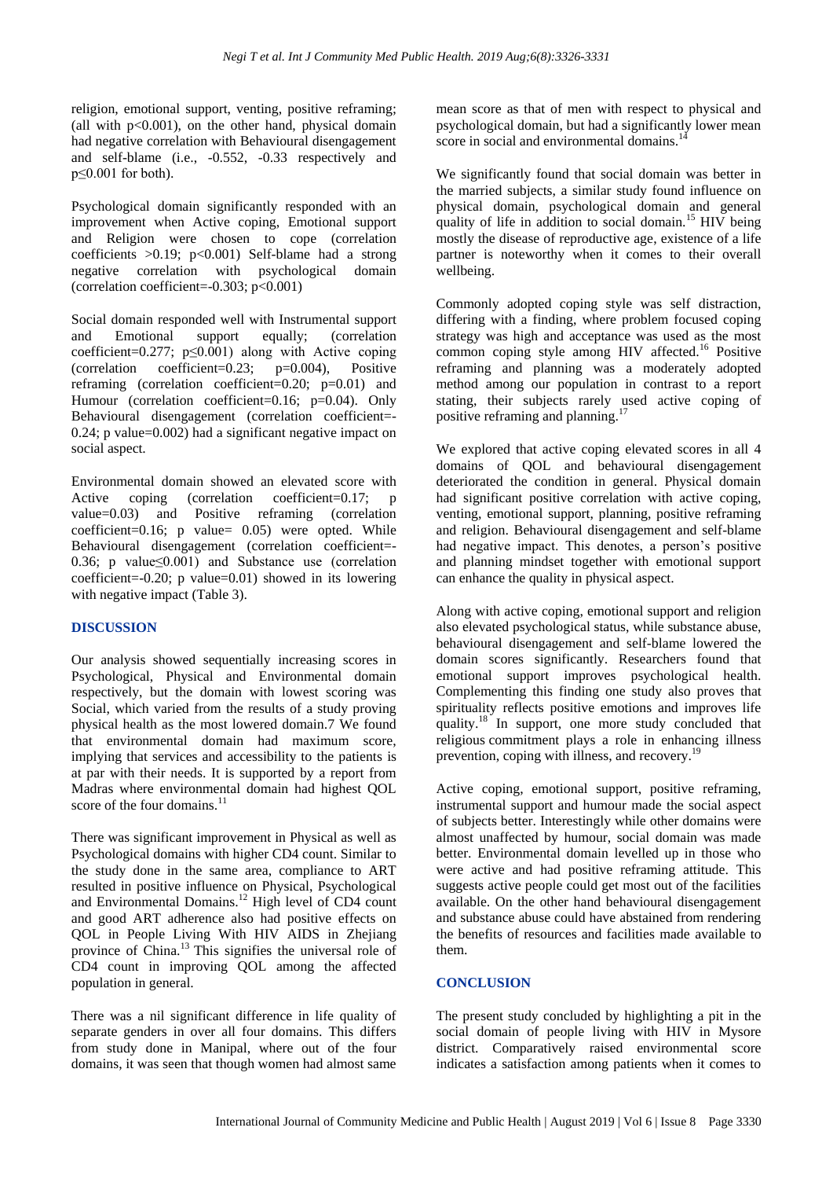religion, emotional support, venting, positive reframing; (all with $p<0.001$), on the other hand, physical domain had negative correlation with Behavioural disengagement and self-blame (i.e., -0.552, -0.33 respectively and $p\leq 0.001$ for both).

Psychological domain significantly responded with an improvement when Active coping, Emotional support and Religion were chosen to cope (correlation coefficients >0.19; $p<0.001$) Self-blame had a strong negative correlation with psychological domain (correlation coefficient=-0.303; $p<0.001$)

Social domain responded well with Instrumental support and Emotional support equally; (correlation coefficient=0.277; $p\leq 0.001$) along with Active coping (correlation coefficient=0.23; p=0.004), Positive reframing (correlation coefficient=0.20; p=0.01) and Humour (correlation coefficient=0.16; p=0.04). Only Behavioural disengagement (correlation coefficient=-0.24; p value=0.002) had a significant negative impact on social aspect.

Environmental domain showed an elevated score with Active coping (correlation coefficient=0.17; p value=0.03) and Positive reframing (correlation coefficient=0.16; p value= 0.05) were opted. While Behavioural disengagement (correlation coefficient=-0.36; p value$\leq$0.001) and Substance use (correlation coefficient=-0.20; p value=0.01) showed in its lowering with negative impact (Table 3).

## DISCUSSION

Our analysis showed sequentially increasing scores in Psychological, Physical and Environmental domain respectively, but the domain with lowest scoring was Social, which varied from the results of a study proving physical health as the most lowered domain.7 We found that environmental domain had maximum score, implying that services and accessibility to the patients is at par with their needs. It is supported by a report from Madras where environmental domain had highest QOL score of the four domains.[11]

There was significant improvement in Physical as well as Psychological domains with higher CD4 count. Similar to the study done in the same area, compliance to ART resulted in positive influence on Physical, Psychological and Environmental Domains.[12] High level of CD4 count and good ART adherence also had positive effects on QOL in People Living With HIV AIDS in Zhejiang province of China.[13] This signifies the universal role of CD4 count in improving QOL among the affected population in general.

There was a nil significant difference in life quality of separate genders in over all four domains. This differs from study done in Manipal, where out of the four domains, it was seen that though women had almost same mean score as that of men with respect to physical and psychological domain, but had a significantly lower mean score in social and environmental domains.[14]

We significantly found that social domain was better in the married subjects, a similar study found influence on physical domain, psychological domain and general quality of life in addition to social domain.[15] HIV being mostly the disease of reproductive age, existence of a life partner is noteworthy when it comes to their overall wellbeing.

Commonly adopted coping style was self distraction, differing with a finding, where problem focused coping strategy was high and acceptance was used as the most common coping style among HIV affected.[16] Positive reframing and planning was a moderately adopted method among our population in contrast to a report stating, their subjects rarely used active coping of positive reframing and planning.[17]

We explored that active coping elevated scores in all 4 domains of QOL and behavioural disengagement deteriorated the condition in general. Physical domain had significant positive correlation with active coping, venting, emotional support, planning, positive reframing and religion. Behavioural disengagement and self-blame had negative impact. This denotes, a person's positive and planning mindset together with emotional support can enhance the quality in physical aspect.

Along with active coping, emotional support and religion also elevated psychological status, while substance abuse, behavioural disengagement and self-blame lowered the domain scores significantly. Researchers found that emotional support improves psychological health. Complementing this finding one study also proves that spirituality reflects positive emotions and improves life quality.[18] In support, one more study concluded that religious commitment plays a role in enhancing illness prevention, coping with illness, and recovery.[19]

Active coping, emotional support, positive reframing, instrumental support and humour made the social aspect of subjects better. Interestingly while other domains were almost unaffected by humour, social domain was made better. Environmental domain levelled up in those who were active and had positive reframing attitude. This suggests active people could get most out of the facilities available. On the other hand behavioural disengagement and substance abuse could have abstained from rendering the benefits of resources and facilities made available to them.

## CONCLUSION

The present study concluded by highlighting a pit in the social domain of people living with HIV in Mysore district. Comparatively raised environmental score indicates a satisfaction among patients when it comes to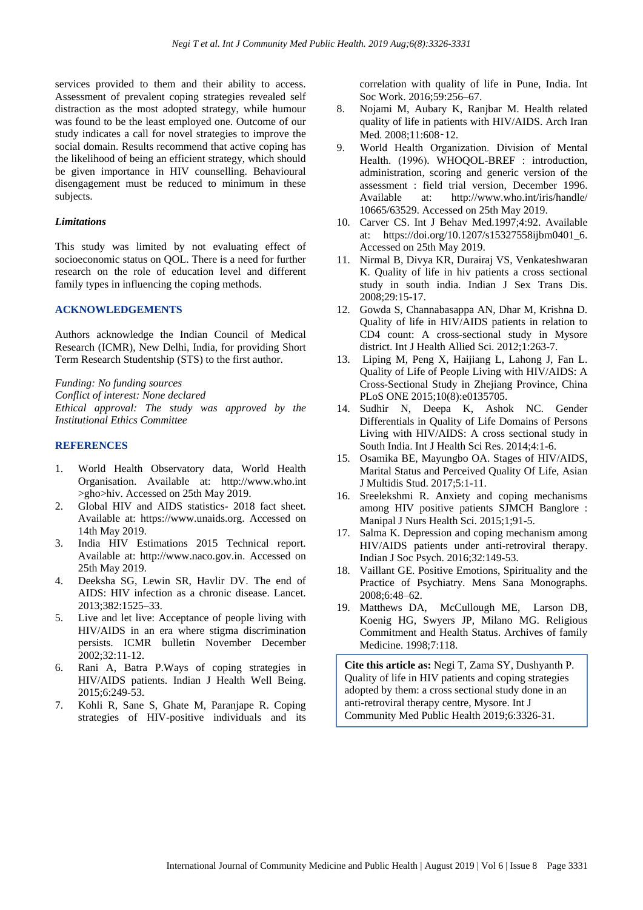services provided to them and their ability to access. Assessment of prevalent coping strategies revealed self distraction as the most adopted strategy, while humour was found to be the least employed one. Outcome of our study indicates a call for novel strategies to improve the social domain. Results recommend that active coping has the likelihood of being an efficient strategy, which should be given importance in HIV counselling. Behavioural disengagement must be reduced to minimum in these subjects.

### *Limitations*

This study was limited by not evaluating effect of socioeconomic status on QOL. There is a need for further research on the role of education level and different family types in influencing the coping methods.

## ACKNOWLEDGEMENTS

Authors acknowledge the Indian Council of Medical Research (ICMR), New Delhi, India, for providing Short Term Research Studentship (STS) to the first author.

*Funding: No funding sources*
*Conflict of interest: None declared*
*Ethical approval: The study was approved by the Institutional Ethics Committee*

## REFERENCES

1. World Health Observatory data, World Health Organisation. Available at: http://www.who.int >gho>hiv. Accessed on 25th May 2019.
2. Global HIV and AIDS statistics- 2018 fact sheet. Available at: https://www.unaids.org. Accessed on 14th May 2019.
3. India HIV Estimations 2015 Technical report. Available at: http://www.naco.gov.in. Accessed on 25th May 2019.
4. Deeksha SG, Lewin SR, Havlir DV. The end of AIDS: HIV infection as a chronic disease. Lancet. 2013;382:1525–33.
5. Live and let live: Acceptance of people living with HIV/AIDS in an era where stigma discrimination persists. ICMR bulletin November December 2002;32:11-12.
6. Rani A, Batra P.Ways of coping strategies in HIV/AIDS patients. Indian J Health Well Being. 2015;6:249-53.
7. Kohli R, Sane S, Ghate M, Paranjape R. Coping strategies of HIV-positive individuals and its correlation with quality of life in Pune, India. Int Soc Work. 2016;59:256–67.
8. Nojami M, Aubary K, Ranjbar M. Health related quality of life in patients with HIV/AIDS. Arch Iran Med. 2008;11:608‑12.
9. World Health Organization. Division of Mental Health. (1996). WHOQOL-BREF : introduction, administration, scoring and generic version of the assessment : field trial version, December 1996. Available at: http://www.who.int/iris/handle/ 10665/63529. Accessed on 25th May 2019.
10. Carver CS. Int J Behav Med.1997;4:92. Available at: https://doi.org/10.1207/s15327558ijbm0401_6. Accessed on 25th May 2019.
11. Nirmal B, Divya KR, Durairaj VS, Venkateshwaran K. Quality of life in hiv patients a cross sectional study in south india. Indian J Sex Trans Dis. 2008;29:15-17.
12. Gowda S, Channabasappa AN, Dhar M, Krishna D. Quality of life in HIV/AIDS patients in relation to CD4 count: A cross-sectional study in Mysore district. Int J Health Allied Sci. 2012;1:263-7.
13. Liping M, Peng X, Haijiang L, Lahong J, Fan L. Quality of Life of People Living with HIV/AIDS: A Cross-Sectional Study in Zhejiang Province, China PLoS ONE 2015;10(8):e0135705.
14. Sudhir N, Deepa K, Ashok NC. Gender Differentials in Quality of Life Domains of Persons Living with HIV/AIDS: A cross sectional study in South India. Int J Health Sci Res. 2014;4:1-6.
15. Osamika BE, Mayungbo OA. Stages of HIV/AIDS, Marital Status and Perceived Quality Of Life, Asian J Multidis Stud. 2017;5:1-11.
16. Sreelekshmi R. Anxiety and coping mechanisms among HIV positive patients SJMCH Banglore : Manipal J Nurs Health Sci. 2015;1;91-5.
17. Salma K. Depression and coping mechanism among HIV/AIDS patients under anti-retroviral therapy. Indian J Soc Psych. 2016;32:149-53.
18. Vaillant GE. Positive Emotions, Spirituality and the Practice of Psychiatry. Mens Sana Monographs. 2008;6:48–62.
19. Matthews DA, McCullough ME, Larson DB, Koenig HG, Swyers JP, Milano MG. Religious Commitment and Health Status. Archives of family Medicine. 1998;7:118.

**Cite this article as:** Negi T, Zama SY, Dushyanth P. Quality of life in HIV patients and coping strategies adopted by them: a cross sectional study done in an anti-retroviral therapy centre, Mysore. Int J Community Med Public Health 2019;6:3326-31.